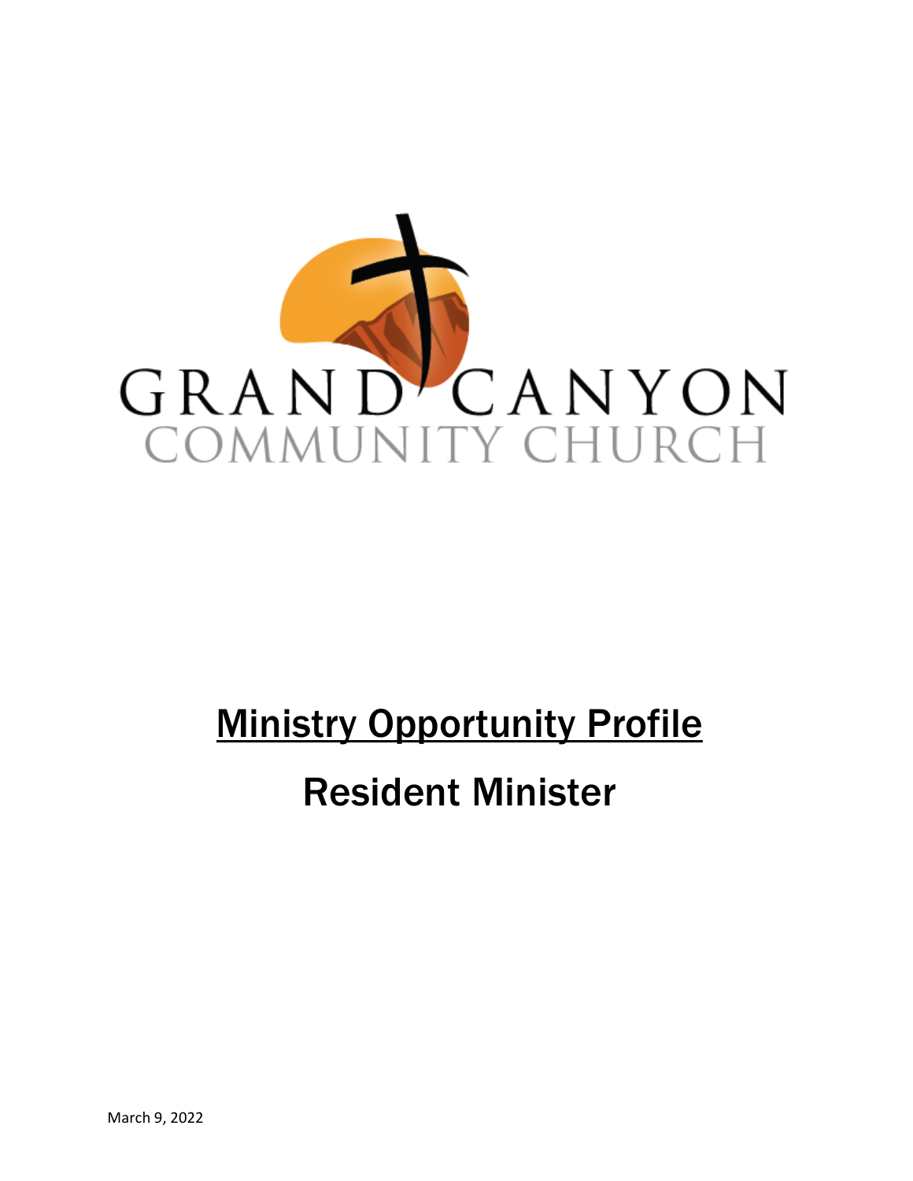GRAND CANYON
COMMUNITY CHURCH

# Ministry Opportunity Profile

# Resident Minister

March 9, 2022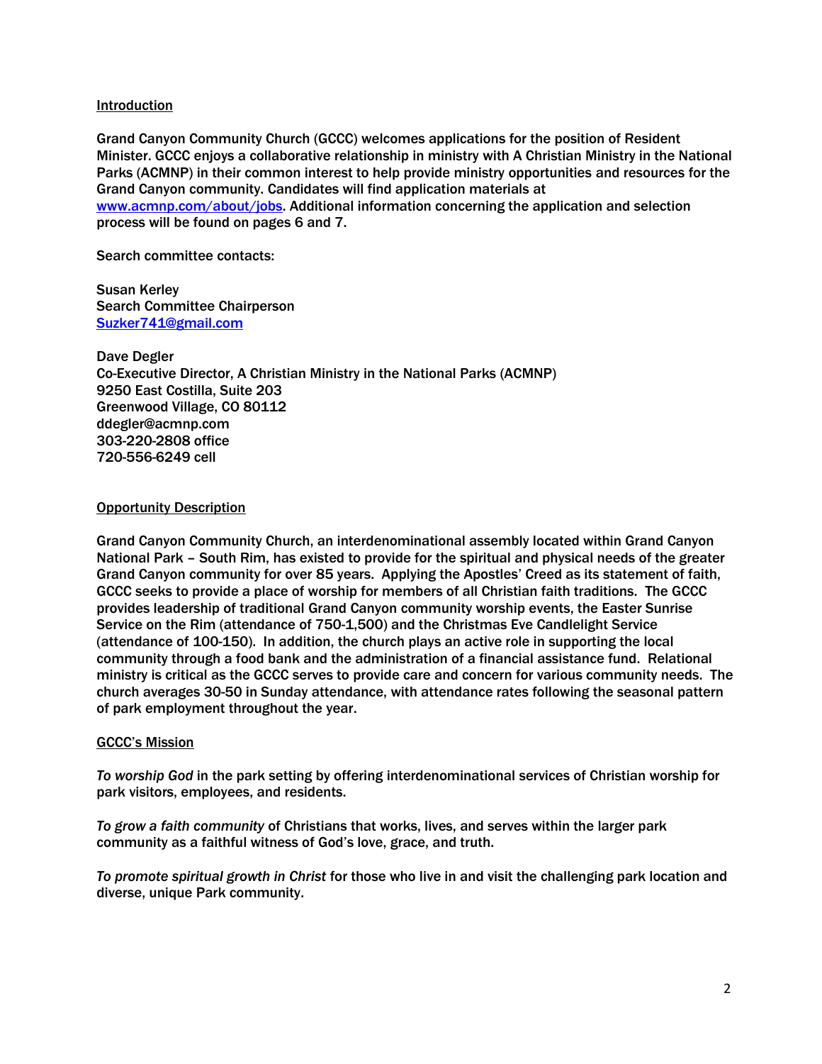## Introduction

Grand Canyon Community Church (GCCC) welcomes applications for the position of Resident Minister. GCCC enjoys a collaborative relationship in ministry with A Christian Ministry in the National Parks (ACMNP) in their common interest to help provide ministry opportunities and resources for the Grand Canyon community. Candidates will find application materials at [www.acmnp.com/about/jobs](www.acmnp.com/about/jobs). Additional information concerning the application and selection process will be found on pages 6 and 7.

Search committee contacts:

Susan Kerley
Search Committee Chairperson
[Suzker741@gmail.com](mailto:Suzker741@gmail.com)

Dave Degler
Co-Executive Director, A Christian Ministry in the National Parks (ACMNP)
9250 East Costilla, Suite 203
Greenwood Village, CO 80112
ddegler@acmnp.com
303-220-2808 office
720-556-6249 cell

## Opportunity Description

Grand Canyon Community Church, an interdenominational assembly located within Grand Canyon National Park – South Rim, has existed to provide for the spiritual and physical needs of the greater Grand Canyon community for over 85 years. Applying the Apostles' Creed as its statement of faith, GCCC seeks to provide a place of worship for members of all Christian faith traditions. The GCCC provides leadership of traditional Grand Canyon community worship events, the Easter Sunrise Service on the Rim (attendance of 750-1,500) and the Christmas Eve Candlelight Service (attendance of 100-150). In addition, the church plays an active role in supporting the local community through a food bank and the administration of a financial assistance fund. Relational ministry is critical as the GCCC serves to provide care and concern for various community needs. The church averages 30-50 in Sunday attendance, with attendance rates following the seasonal pattern of park employment throughout the year.

## GCCC's Mission

*To worship God* in the park setting by offering interdenominational services of Christian worship for park visitors, employees, and residents.

*To grow a faith community* of Christians that works, lives, and serves within the larger park community as a faithful witness of God's love, grace, and truth.

*To promote spiritual growth in Christ* for those who live in and visit the challenging park location and diverse, unique Park community.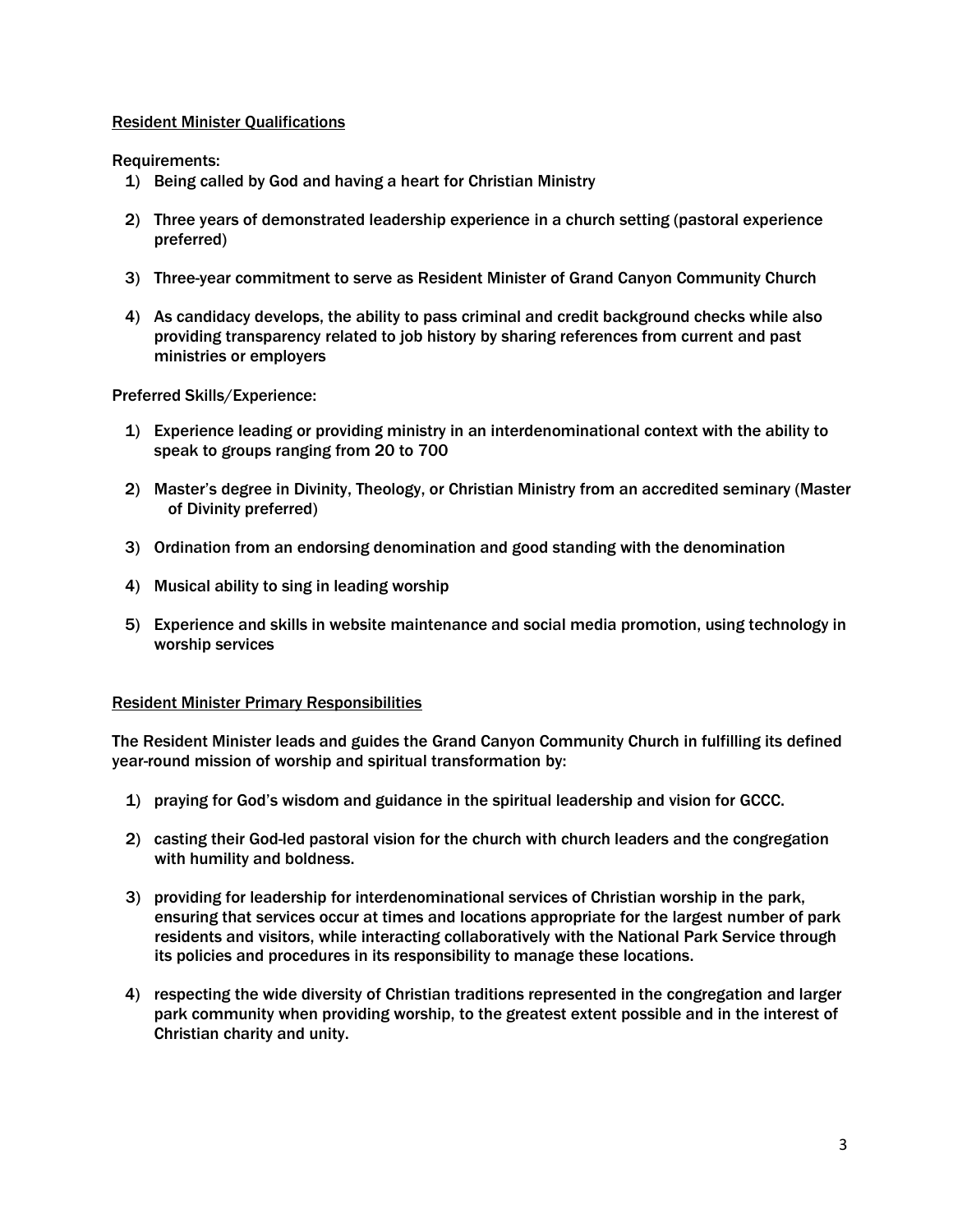<u>Resident Minister Qualifications</u>

Requirements:

1) Being called by God and having a heart for Christian Ministry

2) Three years of demonstrated leadership experience in a church setting (pastoral experience preferred)

3) Three-year commitment to serve as Resident Minister of Grand Canyon Community Church

4) As candidacy develops, the ability to pass criminal and credit background checks while also providing transparency related to job history by sharing references from current and past ministries or employers

Preferred Skills/Experience:

1) Experience leading or providing ministry in an interdenominational context with the ability to speak to groups ranging from 20 to 700

2) Master's degree in Divinity, Theology, or Christian Ministry from an accredited seminary (Master of Divinity preferred)

3) Ordination from an endorsing denomination and good standing with the denomination

4) Musical ability to sing in leading worship

5) Experience and skills in website maintenance and social media promotion, using technology in worship services

<u>Resident Minister Primary Responsibilities</u>

The Resident Minister leads and guides the Grand Canyon Community Church in fulfilling its defined year-round mission of worship and spiritual transformation by:

1) praying for God's wisdom and guidance in the spiritual leadership and vision for GCCC.

2) casting their God-led pastoral vision for the church with church leaders and the congregation with humility and boldness.

3) providing for leadership for interdenominational services of Christian worship in the park, ensuring that services occur at times and locations appropriate for the largest number of park residents and visitors, while interacting collaboratively with the National Park Service through its policies and procedures in its responsibility to manage these locations.

4) respecting the wide diversity of Christian traditions represented in the congregation and larger park community when providing worship, to the greatest extent possible and in the interest of Christian charity and unity.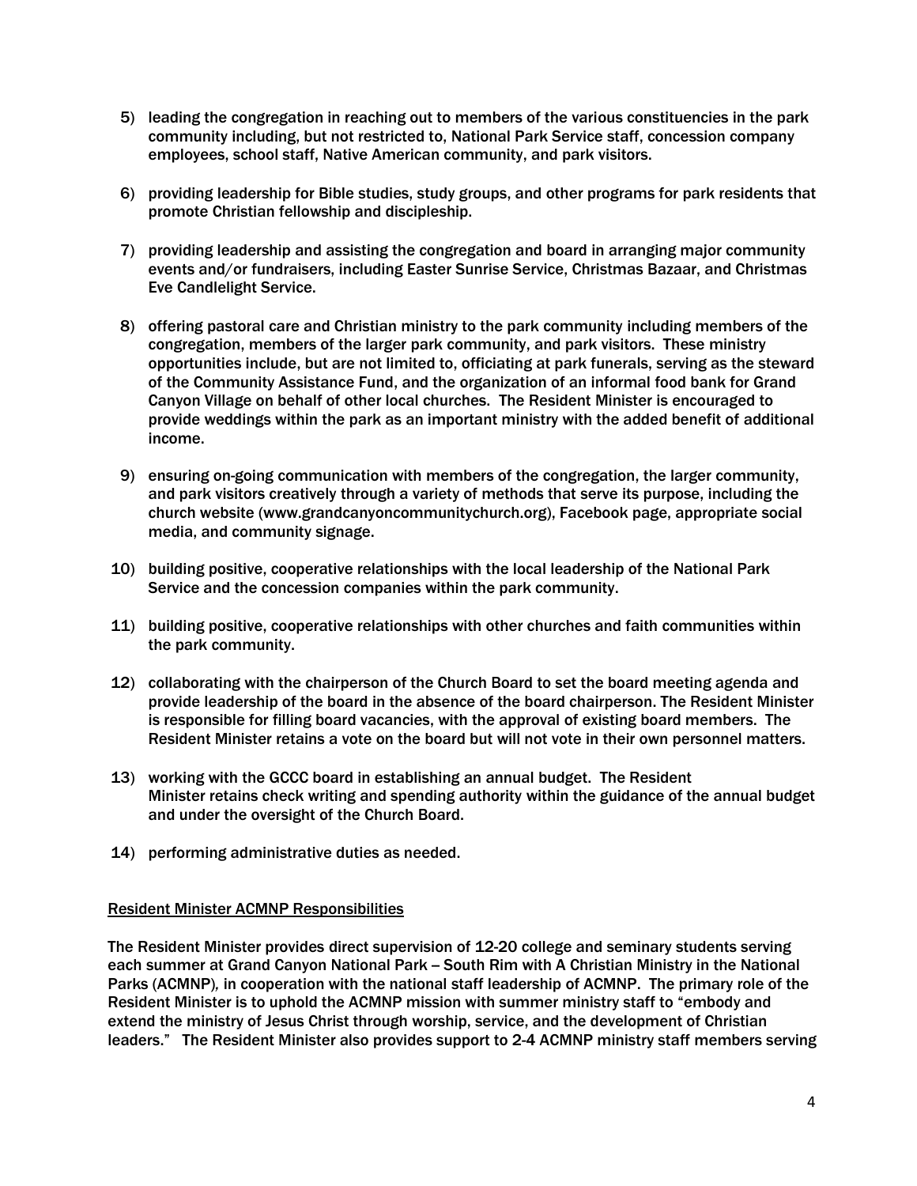5) leading the congregation in reaching out to members of the various constituencies in the park community including, but not restricted to, National Park Service staff, concession company employees, school staff, Native American community, and park visitors.

6) providing leadership for Bible studies, study groups, and other programs for park residents that promote Christian fellowship and discipleship.

7) providing leadership and assisting the congregation and board in arranging major community events and/or fundraisers, including Easter Sunrise Service, Christmas Bazaar, and Christmas Eve Candlelight Service.

8) offering pastoral care and Christian ministry to the park community including members of the congregation, members of the larger park community, and park visitors. These ministry opportunities include, but are not limited to, officiating at park funerals, serving as the steward of the Community Assistance Fund, and the organization of an informal food bank for Grand Canyon Village on behalf of other local churches. The Resident Minister is encouraged to provide weddings within the park as an important ministry with the added benefit of additional income.

9) ensuring on-going communication with members of the congregation, the larger community, and park visitors creatively through a variety of methods that serve its purpose, including the church website (www.grandcanyoncommunitychurch.org), Facebook page, appropriate social media, and community signage.

10) building positive, cooperative relationships with the local leadership of the National Park Service and the concession companies within the park community.

11) building positive, cooperative relationships with other churches and faith communities within the park community.

12) collaborating with the chairperson of the Church Board to set the board meeting agenda and provide leadership of the board in the absence of the board chairperson. The Resident Minister is responsible for filling board vacancies, with the approval of existing board members. The Resident Minister retains a vote on the board but will not vote in their own personnel matters.

13) working with the GCCC board in establishing an annual budget. The Resident Minister retains check writing and spending authority within the guidance of the annual budget and under the oversight of the Church Board.

14) performing administrative duties as needed.

<u>Resident Minister ACMNP Responsibilities</u>

The Resident Minister provides direct supervision of 12-20 college and seminary students serving each summer at Grand Canyon National Park – South Rim with A Christian Ministry in the National Parks (ACMNP)*,* in cooperation with the national staff leadership of ACMNP. The primary role of the Resident Minister is to uphold the ACMNP mission with summer ministry staff to "embody and extend the ministry of Jesus Christ through worship, service, and the development of Christian leaders." The Resident Minister also provides support to 2-4 ACMNP ministry staff members serving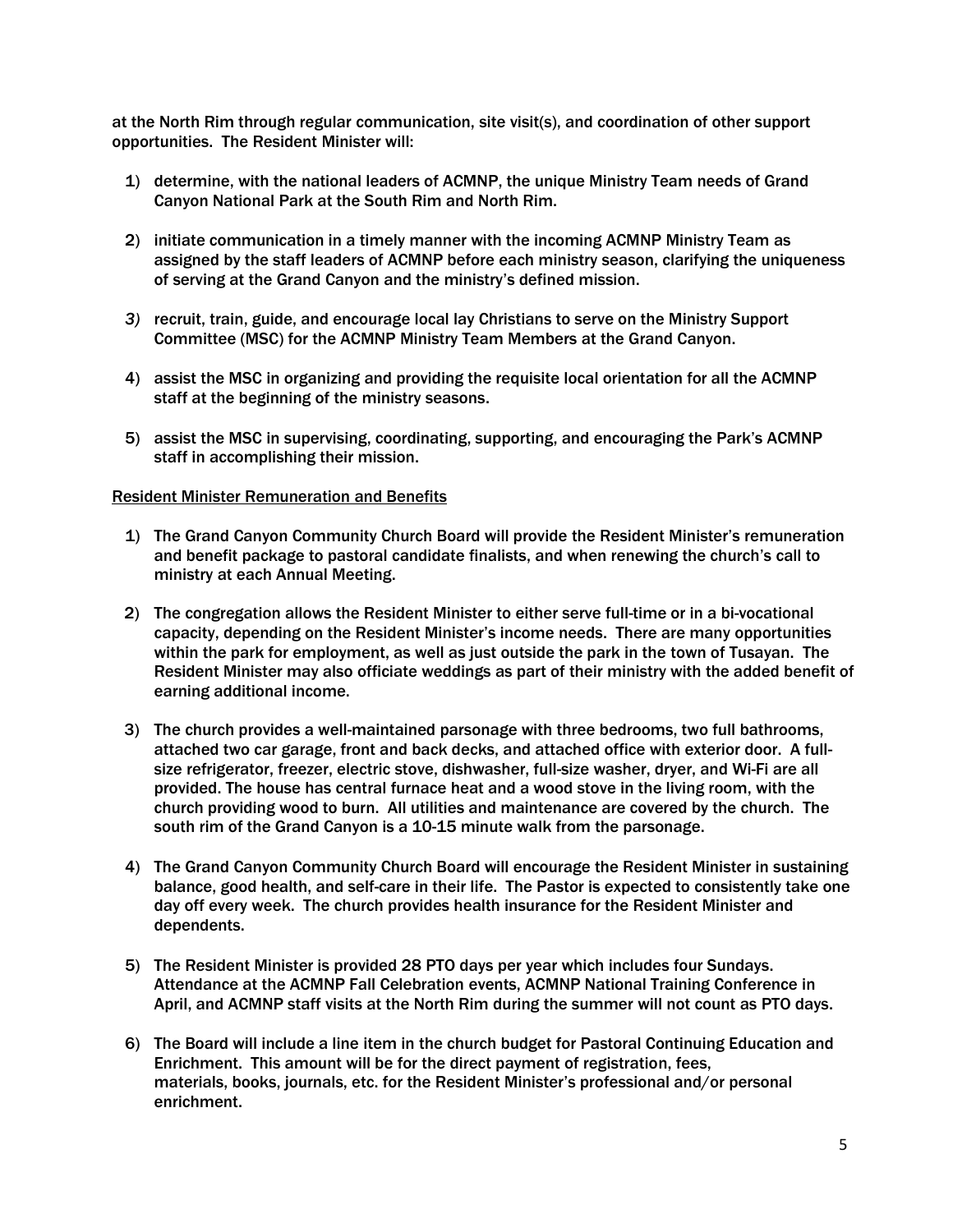at the North Rim through regular communication, site visit(s), and coordination of other support opportunities. The Resident Minister will:

1) determine, with the national leaders of ACMNP, the unique Ministry Team needs of Grand Canyon National Park at the South Rim and North Rim.

2) initiate communication in a timely manner with the incoming ACMNP Ministry Team as assigned by the staff leaders of ACMNP before each ministry season, clarifying the uniqueness of serving at the Grand Canyon and the ministry's defined mission.

3) recruit, train, guide, and encourage local lay Christians to serve on the Ministry Support Committee (MSC) for the ACMNP Ministry Team Members at the Grand Canyon.

4) assist the MSC in organizing and providing the requisite local orientation for all the ACMNP staff at the beginning of the ministry seasons.

5) assist the MSC in supervising, coordinating, supporting, and encouraging the Park's ACMNP staff in accomplishing their mission.

<u>Resident Minister Remuneration and Benefits</u>

1) The Grand Canyon Community Church Board will provide the Resident Minister's remuneration and benefit package to pastoral candidate finalists, and when renewing the church's call to ministry at each Annual Meeting.

2) The congregation allows the Resident Minister to either serve full-time or in a bi-vocational capacity, depending on the Resident Minister's income needs. There are many opportunities within the park for employment, as well as just outside the park in the town of Tusayan. The Resident Minister may also officiate weddings as part of their ministry with the added benefit of earning additional income.

3) The church provides a well-maintained parsonage with three bedrooms, two full bathrooms, attached two car garage, front and back decks, and attached office with exterior door. A full-size refrigerator, freezer, electric stove, dishwasher, full-size washer, dryer, and Wi-Fi are all provided. The house has central furnace heat and a wood stove in the living room, with the church providing wood to burn. All utilities and maintenance are covered by the church. The south rim of the Grand Canyon is a 10-15 minute walk from the parsonage.

4) The Grand Canyon Community Church Board will encourage the Resident Minister in sustaining balance, good health, and self-care in their life. The Pastor is expected to consistently take one day off every week. The church provides health insurance for the Resident Minister and dependents.

5) The Resident Minister is provided 28 PTO days per year which includes four Sundays. Attendance at the ACMNP Fall Celebration events, ACMNP National Training Conference in April, and ACMNP staff visits at the North Rim during the summer will not count as PTO days.

6) The Board will include a line item in the church budget for Pastoral Continuing Education and Enrichment. This amount will be for the direct payment of registration, fees, materials, books, journals, etc. for the Resident Minister's professional and/or personal enrichment.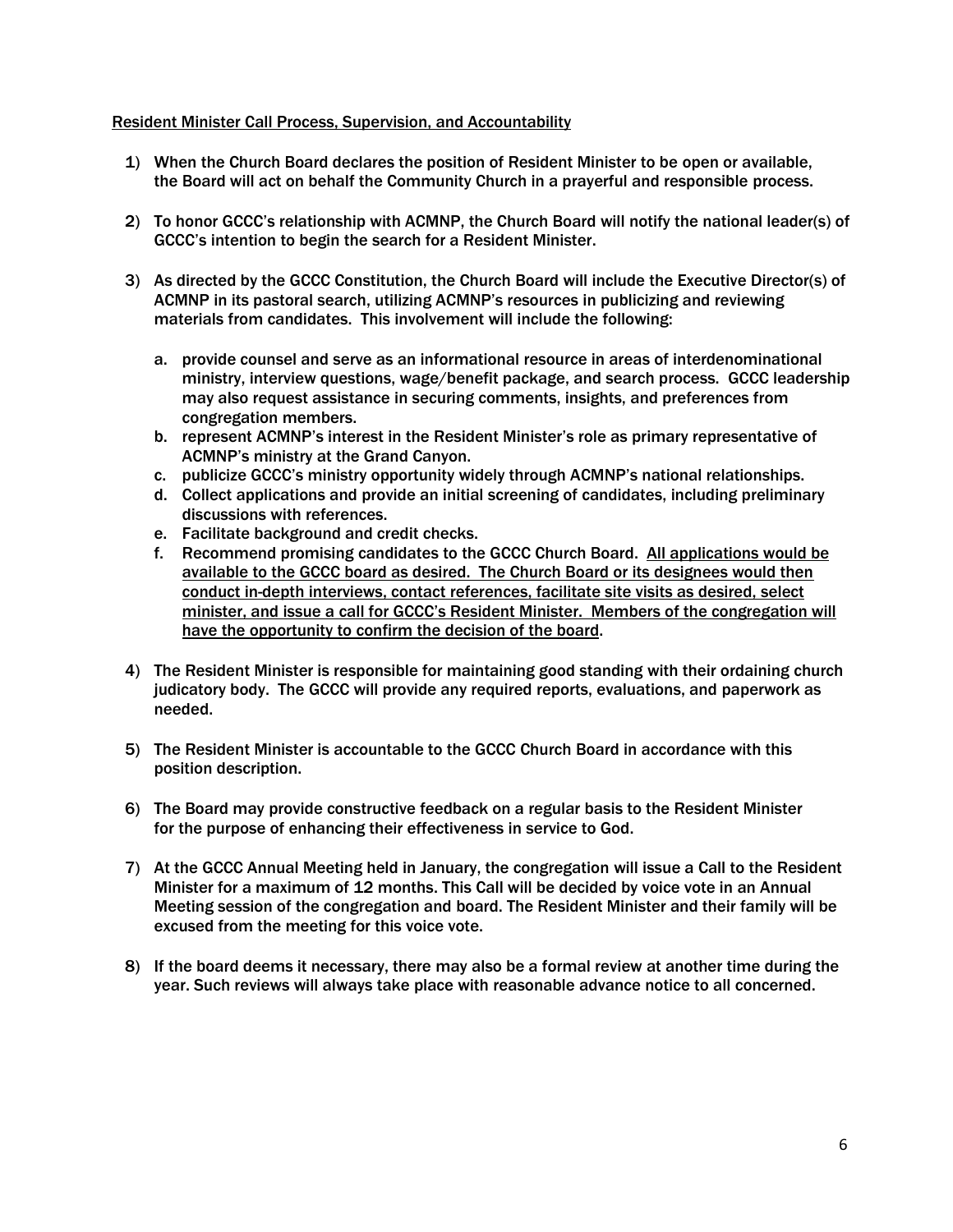<u>Resident Minister Call Process, Supervision, and Accountability</u>

1) When the Church Board declares the position of Resident Minister to be open or available, the Board will act on behalf the Community Church in a prayerful and responsible process.

2) To honor GCCC's relationship with ACMNP, the Church Board will notify the national leader(s) of GCCC's intention to begin the search for a Resident Minister.

3) As directed by the GCCC Constitution, the Church Board will include the Executive Director(s) of ACMNP in its pastoral search, utilizing ACMNP's resources in publicizing and reviewing materials from candidates. This involvement will include the following:

   a. provide counsel and serve as an informational resource in areas of interdenominational ministry, interview questions, wage/benefit package, and search process. GCCC leadership may also request assistance in securing comments, insights, and preferences from congregation members.
   b. represent ACMNP's interest in the Resident Minister's role as primary representative of ACMNP's ministry at the Grand Canyon.
   c. publicize GCCC's ministry opportunity widely through ACMNP's national relationships.
   d. Collect applications and provide an initial screening of candidates, including preliminary discussions with references.
   e. Facilitate background and credit checks.
   f. Recommend promising candidates to the GCCC Church Board. <u>All applications would be available to the GCCC board as desired. The Church Board or its designees would then conduct in-depth interviews, contact references, facilitate site visits as desired, select minister, and issue a call for GCCC's Resident Minister. Members of the congregation will have the opportunity to confirm the decision of the board</u>.

4) The Resident Minister is responsible for maintaining good standing with their ordaining church judicatory body. The GCCC will provide any required reports, evaluations, and paperwork as needed.

5) The Resident Minister is accountable to the GCCC Church Board in accordance with this position description.

6) The Board may provide constructive feedback on a regular basis to the Resident Minister for the purpose of enhancing their effectiveness in service to God.

7) At the GCCC Annual Meeting held in January, the congregation will issue a Call to the Resident Minister for a maximum of 12 months. This Call will be decided by voice vote in an Annual Meeting session of the congregation and board. The Resident Minister and their family will be excused from the meeting for this voice vote.

8) If the board deems it necessary, there may also be a formal review at another time during the year. Such reviews will always take place with reasonable advance notice to all concerned.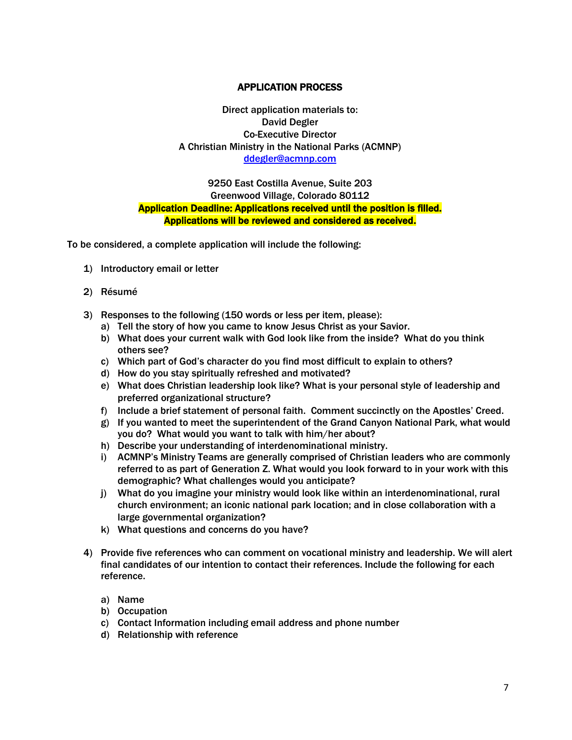## APPLICATION PROCESS

Direct application materials to:
David Degler
Co-Executive Director
A Christian Ministry in the National Parks (ACMNP)
[ddegler@acmnp.com](mailto:ddegler@acmnp.com)

9250 East Costilla Avenue, Suite 203
Greenwood Village, Colorado 80112
**Application Deadline: Applications received until the position is filled.**
**Applications will be reviewed and considered as received.**

To be considered, a complete application will include the following:

1) Introductory email or letter

2) Résumé

3) Responses to the following (150 words or less per item, please):
   a) Tell the story of how you came to know Jesus Christ as your Savior.
   b) What does your current walk with God look like from the inside? What do you think others see?
   c) Which part of God's character do you find most difficult to explain to others?
   d) How do you stay spiritually refreshed and motivated?
   e) What does Christian leadership look like? What is your personal style of leadership and preferred organizational structure?
   f) Include a brief statement of personal faith. Comment succinctly on the Apostles' Creed.
   g) If you wanted to meet the superintendent of the Grand Canyon National Park, what would you do? What would you want to talk with him/her about?
   h) Describe your understanding of interdenominational ministry.
   i) ACMNP's Ministry Teams are generally comprised of Christian leaders who are commonly referred to as part of Generation Z. What would you look forward to in your work with this demographic? What challenges would you anticipate?
   j) What do you imagine your ministry would look like within an interdenominational, rural church environment; an iconic national park location; and in close collaboration with a large governmental organization?
   k) What questions and concerns do you have?

4) Provide five references who can comment on vocational ministry and leadership. We will alert final candidates of our intention to contact their references. Include the following for each reference.

   a) Name
   b) Occupation
   c) Contact Information including email address and phone number
   d) Relationship with reference